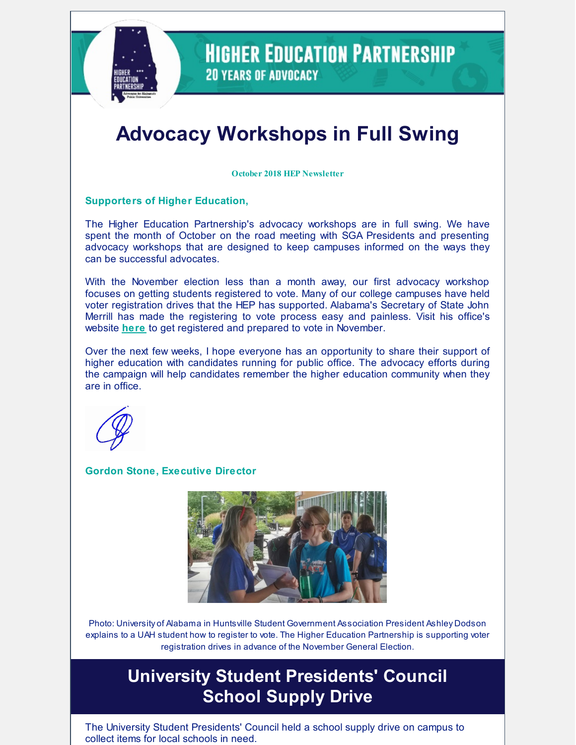# Advocacy Workshops in Full Swing

**October 2018 HEP Newsletter**

**Supporters of Higher Education,**

The Higher Education Partnership's advocacy workshops are in full swing. We have spent the month of October on the road meeting with SGA Presidents and presenting advocacy workshops that are designed to keep campuses informed on the ways they can be successful advocates.

With the November election less than a month away, our first advocacy workshop focuses on getting students registered to vote. Many of our college campuses have held voter registration drives that the HEP has supported. Alabama's Secretary of State John Merrill has made the registering to vote process easy and painless. Visit his office's website **here** to get registered and prepared to vote in November.

Over the next few weeks, I hope everyone has an opportunity to share their support of higher education with candidates running for public office. The advocacy efforts during the campaign will help candidates remember the higher education community when they are in office.

**Gordon Stone, Executive Director**

Photo: University of Alabama in Huntsville Student Government Association President Ashley Dodson explains to a UAH student how to register to vote. The Higher Education Partnership is supporting voter registration drives in advance of the November General Election.

## University Student Presidents' Council School Supply Drive

The University Student Presidents' Council held a school supply drive on campus to collect items for local schools in need.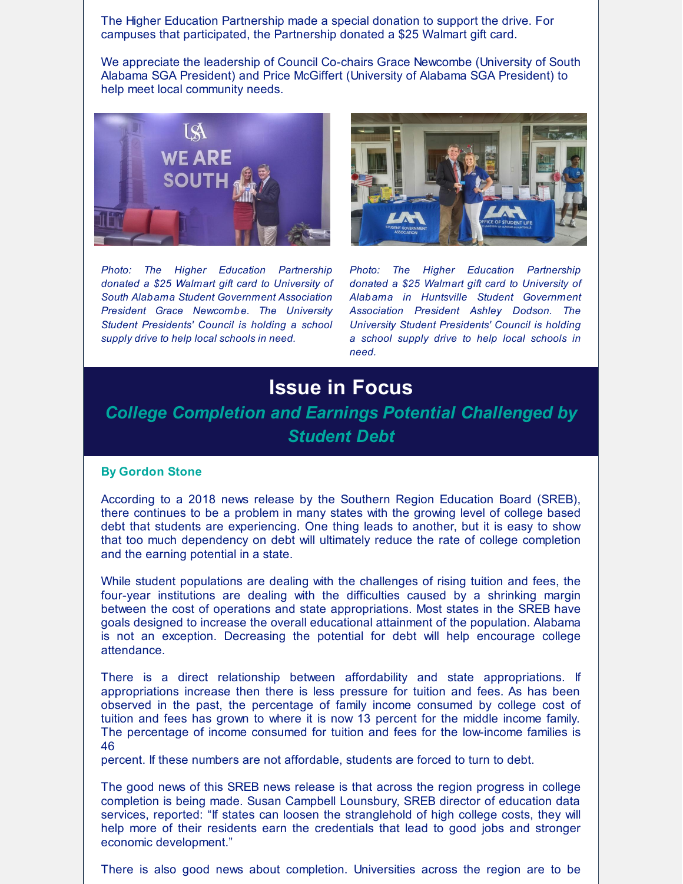The Higher Education Partnership made a special donation to support the drive. For campuses that participated, the Partnership donated a $25 Walmart gift card.

We appreciate the leadership of Council Co-chairs Grace Newcombe (University of South Alabama SGA President) and Price McGiffert (University of Alabama SGA President) to help meet local community needs.

*Photo: The Higher Education Partnership donated a $25 Walmart gift card to University of South Alabama Student Government Association President Grace Newcombe. The University Student Presidents' Council is holding a school supply drive to help local schools in need.*

*Photo: The Higher Education Partnership donated a $25 Walmart gift card to University of Alabama in Huntsville Student Government Association President Ashley Dodson. The University Student Presidents' Council is holding a school supply drive to help local schools in need.*

# Issue in Focus

## *College Completion and Earnings Potential Challenged by Student Debt*

**By Gordon Stone**

According to a 2018 news release by the Southern Region Education Board (SREB), there continues to be a problem in many states with the growing level of college based debt that students are experiencing. One thing leads to another, but it is easy to show that too much dependency on debt will ultimately reduce the rate of college completion and the earning potential in a state.

While student populations are dealing with the challenges of rising tuition and fees, the four-year institutions are dealing with the difficulties caused by a shrinking margin between the cost of operations and state appropriations. Most states in the SREB have goals designed to increase the overall educational attainment of the population. Alabama is not an exception. Decreasing the potential for debt will help encourage college attendance.

There is a direct relationship between affordability and state appropriations. If appropriations increase then there is less pressure for tuition and fees. As has been observed in the past, the percentage of family income consumed by college cost of tuition and fees has grown to where it is now 13 percent for the middle income family. The percentage of income consumed for tuition and fees for the low-income families is 46 percent. If these numbers are not affordable, students are forced to turn to debt.

The good news of this SREB news release is that across the region progress in college completion is being made. Susan Campbell Lounsbury, SREB director of education data services, reported: “If states can loosen the stranglehold of high college costs, they will help more of their residents earn the credentials that lead to good jobs and stronger economic development.”

There is also good news about completion. Universities across the region are to be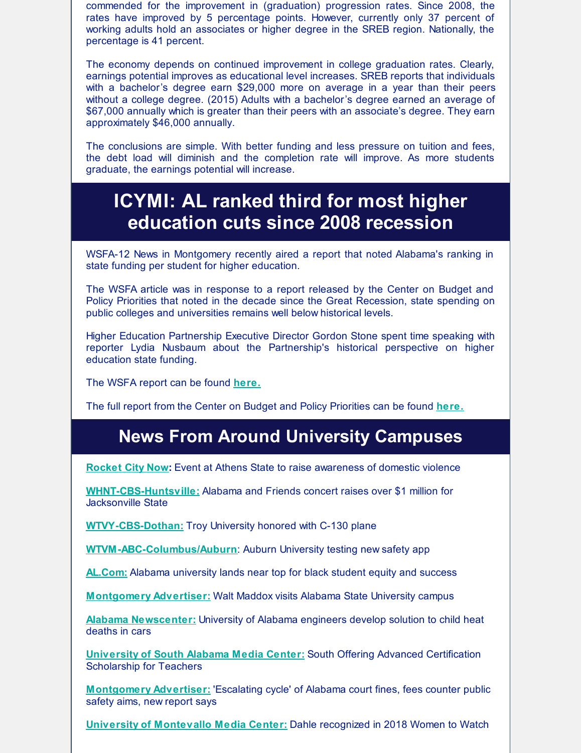commended for the improvement in (graduation) progression rates. Since 2008, the rates have improved by 5 percentage points. However, currently only 37 percent of working adults hold an associates or higher degree in the SREB region. Nationally, the percentage is 41 percent.

The economy depends on continued improvement in college graduation rates. Clearly, earnings potential improves as educational level increases. SREB reports that individuals with a bachelor's degree earn $29,000 more on average in a year than their peers without a college degree. (2015) Adults with a bachelor's degree earned an average of $67,000 annually which is greater than their peers with an associate's degree. They earn approximately $46,000 annually.

The conclusions are simple. With better funding and less pressure on tuition and fees, the debt load will diminish and the completion rate will improve. As more students graduate, the earnings potential will increase.

## ICYMI: AL ranked third for most higher education cuts since 2008 recession

WSFA-12 News in Montgomery recently aired a report that noted Alabama's ranking in state funding per student for higher education.

The WSFA article was in response to a report released by the Center on Budget and Policy Priorities that noted in the decade since the Great Recession, state spending on public colleges and universities remains well below historical levels.

Higher Education Partnership Executive Director Gordon Stone spent time speaking with reporter Lydia Nusbaum about the Partnership's historical perspective on higher education state funding.

The WSFA report can be found **here.**

The full report from the Center on Budget and Policy Priorities can be found **here.**

## News From Around University Campuses

**Rocket City Now:** Event at Athens State to raise awareness of domestic violence

**WHNT-CBS-Huntsville:** Alabama and Friends concert raises over $1 million for Jacksonville State

**WTVY-CBS-Dothan:** Troy University honored with C-130 plane

**WTVM-ABC-Columbus/Auburn**: Auburn University testing new safety app

**AL.Com:** Alabama university lands near top for black student equity and success

**Montgomery Advertiser:** Walt Maddox visits Alabama State University campus

**Alabama Newscenter:** University of Alabama engineers develop solution to child heat deaths in cars

**University of South Alabama Media Center:** South Offering Advanced Certification Scholarship for Teachers

**Montgomery Advertiser:** 'Escalating cycle' of Alabama court fines, fees counter public safety aims, new report says

**University of Montevallo Media Center:** Dahle recognized in 2018 Women to Watch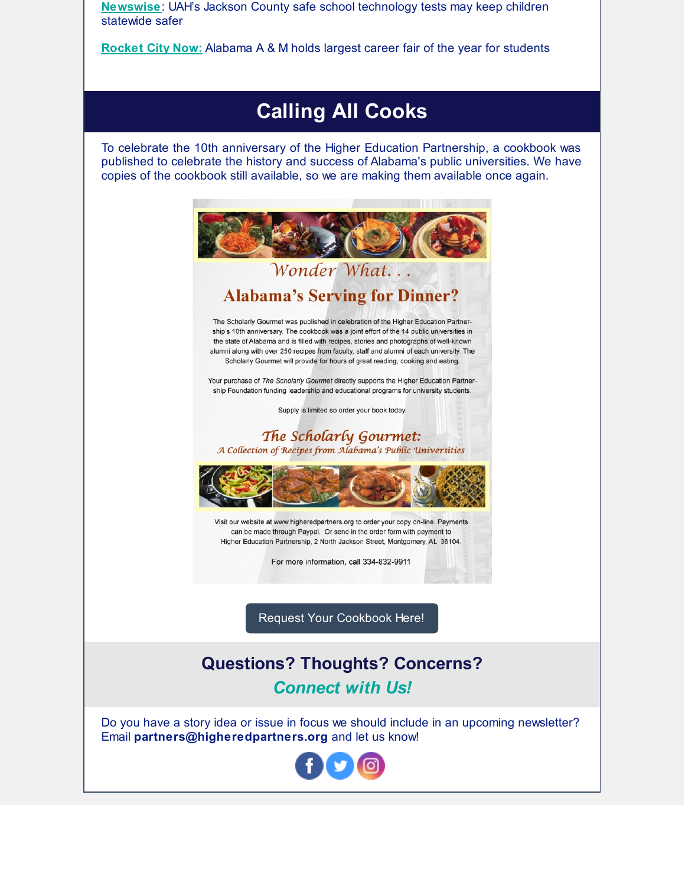**Newswise**: UAH's Jackson County safe school technology tests may keep children statewide safer

**Rocket City Now:** Alabama A & M holds largest career fair of the year for students

## Calling All Cooks

To celebrate the 10th anniversary of the Higher Education Partnership, a cookbook was published to celebrate the history and success of Alabama's public universities. We have copies of the cookbook still available, so we are making them available once again.

*Wonder What. . .*

### Alabama's Serving for Dinner?

The Scholarly Gourmet was published in celebration of the Higher Education Partnership's 10th anniversary. The cookbook was a joint effort of the 14 public universities in the state of Alabama and is filled with recipes, stories and photographs of well-known alumni along with over 250 recipes from faculty, staff and alumni of each university. The Scholarly Gourmet will provide for hours of great reading, cooking and eating.

Your purchase of *The Scholarly Gourmet* directly supports the Higher Education Partnership Foundation funding leadership and educational programs for university students.

Supply is limited so order your book today.

*The Scholarly Gourmet:*
*A Collection of Recipes from Alabama's Public Universities*

Visit our website at www.higheredpartners.org to order your copy on-line. Payments can be made through Paypal. Or send in the order form with payment to Higher Education Partnership, 2 North Jackson Street, Montgomery, AL 36104.

For more information, call 334-832-9911

Request Your Cookbook Here!

### Questions? Thoughts? Concerns?
### *Connect with Us!*

Do you have a story idea or issue in focus we should include in an upcoming newsletter? Email **partners@higheredpartners.org** and let us know!